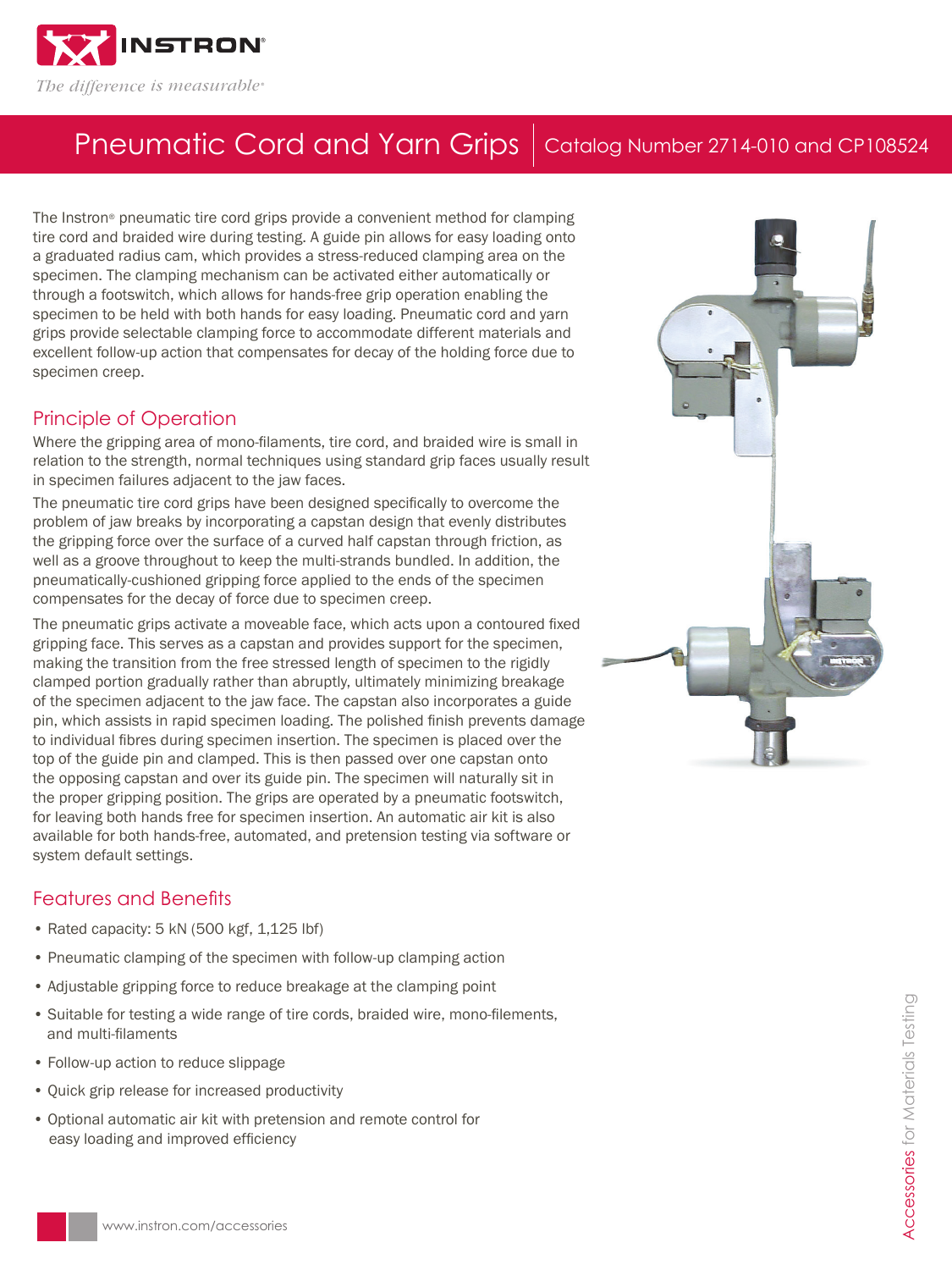# Pneumatic Cord and Yarn Grips

Catalog Number 2714-010 and CP108524

The Instron® pneumatic tire cord grips provide a convenient method for clamping tire cord and braided wire during testing. A guide pin allows for easy loading onto a graduated radius cam, which provides a stress-reduced clamping area on the specimen. The clamping mechanism can be activated either automatically or through a footswitch, which allows for hands-free grip operation enabling the specimen to be held with both hands for easy loading. Pneumatic cord and yarn grips provide selectable clamping force to accommodate different materials and excellent follow-up action that compensates for decay of the holding force due to specimen creep.

## Principle of Operation

Where the gripping area of mono-filaments, tire cord, and braided wire is small in relation to the strength, normal techniques using standard grip faces usually result in specimen failures adjacent to the jaw faces.

The pneumatic tire cord grips have been designed specifically to overcome the problem of jaw breaks by incorporating a capstan design that evenly distributes the gripping force over the surface of a curved half capstan through friction, as well as a groove throughout to keep the multi-strands bundled. In addition, the pneumatically-cushioned gripping force applied to the ends of the specimen compensates for the decay of force due to specimen creep.

The pneumatic grips activate a moveable face, which acts upon a contoured fixed gripping face. This serves as a capstan and provides support for the specimen, making the transition from the free stressed length of specimen to the rigidly clamped portion gradually rather than abruptly, ultimately minimizing breakage of the specimen adjacent to the jaw face. The capstan also incorporates a guide pin, which assists in rapid specimen loading. The polished finish prevents damage to individual fibres during specimen insertion. The specimen is placed over the top of the guide pin and clamped. This is then passed over one capstan onto the opposing capstan and over its guide pin. The specimen will naturally sit in the proper gripping position. The grips are operated by a pneumatic footswitch, for leaving both hands free for specimen insertion. An automatic air kit is also available for both hands-free, automated, and pretension testing via software or system default settings.

## Features and Benefits

- Rated capacity: 5 kN (500 kgf, 1,125 lbf)
- Pneumatic clamping of the specimen with follow-up clamping action
- Adjustable gripping force to reduce breakage at the clamping point
- Suitable for testing a wide range of tire cords, braided wire, mono-filements, and multi-filaments
- Follow-up action to reduce slippage
- Quick grip release for increased productivity
- Optional automatic air kit with pretension and remote control for easy loading and improved efficiency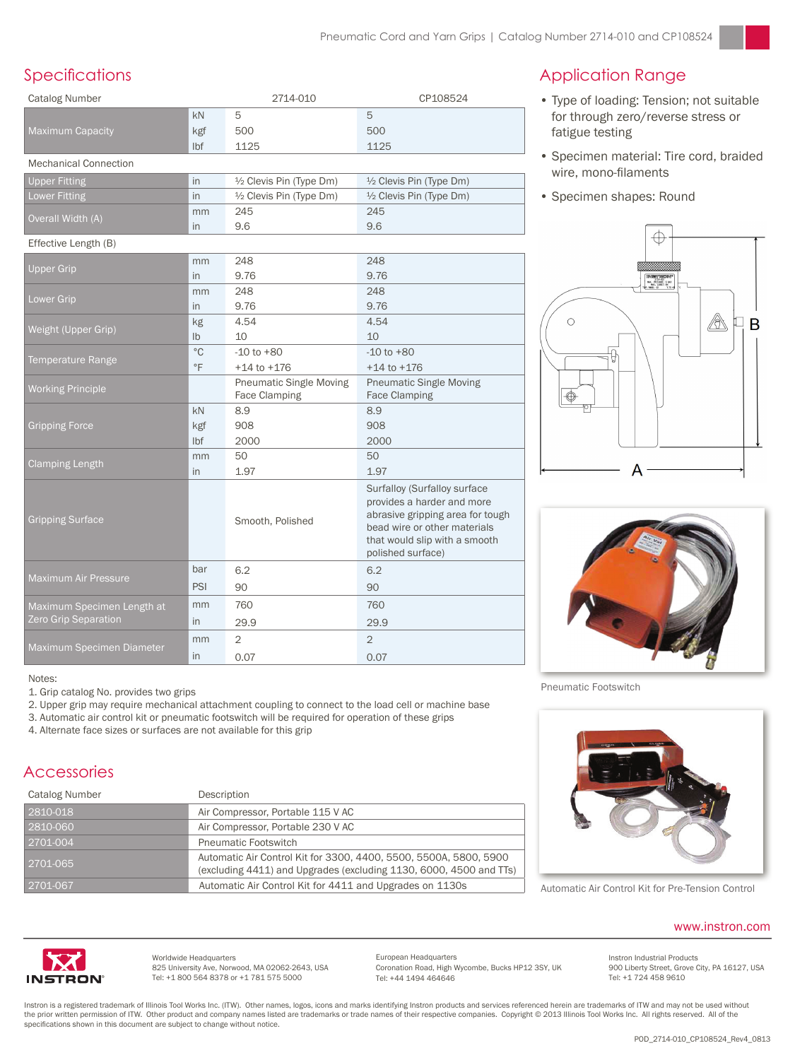## Specifications

| Catalog Number | | 2714-010 | CP108524 |
|---|---|---|---|
| Maximum Capacity | kN | 5 | 5 |
| | kgf | 500 | 500 |
| | lbf | 1125 | 1125 |
| Mechanical Connection | | | |
| Upper Fitting | in | ½ Clevis Pin (Type Dm) | ½ Clevis Pin (Type Dm) |
| Lower Fitting | in | ½ Clevis Pin (Type Dm) | ½ Clevis Pin (Type Dm) |
| Overall Width (A) | mm | 245 | 245 |
| | in | 9.6 | 9.6 |
| Effective Length (B) | | | |
| Upper Grip | mm | 248 | 248 |
| | in | 9.76 | 9.76 |
| Lower Grip | mm | 248 | 248 |
| | in | 9.76 | 9.76 |
| Weight (Upper Grip) | kg | 4.54 | 4.54 |
| | lb | 10 | 10 |
| Temperature Range | °C | -10 to +80 | -10 to +80 |
| | °F | +14 to +176 | +14 to +176 |
| Working Principle | | Pneumatic Single Moving Face Clamping | Pneumatic Single Moving Face Clamping |
| Gripping Force | kN | 8.9 | 8.9 |
| | kgf | 908 | 908 |
| | lbf | 2000 | 2000 |
| Clamping Length | mm | 50 | 50 |
| | in | 1.97 | 1.97 |
| Gripping Surface | | Smooth, Polished | Surfalloy (Surfalloy surface provides a harder and more abrasive gripping area for tough bead wire or other materials that would slip with a smooth polished surface) |
| Maximum Air Pressure | bar | 6.2 | 6.2 |
| | PSI | 90 | 90 |
| Maximum Specimen Length at Zero Grip Separation | mm | 760 | 760 |
| | in | 29.9 | 29.9 |
| Maximum Specimen Diameter | mm | 2 | 2 |
| | in | 0.07 | 0.07 |

Notes:
1. Grip catalog No. provides two grips
2. Upper grip may require mechanical attachment coupling to connect to the load cell or machine base
3. Automatic air control kit or pneumatic footswitch will be required for operation of these grips
4. Alternate face sizes or surfaces are not available for this grip

## Accessories

| Catalog Number | Description |
|---|---|
| 2810-018 | Air Compressor, Portable 115 V AC |
| 2810-060 | Air Compressor, Portable 230 V AC |
| 2701-004 | Pneumatic Footswitch |
| 2701-065 | Automatic Air Control Kit for 3300, 4400, 5500, 5500A, 5800, 5900 (excluding 4411) and Upgrades (excluding 1130, 6000, 4500 and TTs) |
| 2701-067 | Automatic Air Control Kit for 4411 and Upgrades on 1130s |

## Application Range

- Type of loading: Tension; not suitable for through zero/reverse stress or fatigue testing
- Specimen material: Tire cord, braided wire, mono-filaments
- Specimen shapes: Round

B

A

Pneumatic Footswitch

Automatic Air Control Kit for Pre-Tension Control

www.instron.com

Worldwide Headquarters
825 University Ave, Norwood, MA 02062-2643, USA
Tel: +1 800 564 8378 or +1 781 575 5000

European Headquarters
Coronation Road, High Wycombe, Bucks HP12 3SY, UK
Tel: +44 1494 464646

Instron Industrial Products
900 Liberty Street, Grove City, PA 16127, USA
Tel: +1 724 458 9610

Instron is a registered trademark of Illinois Tool Works Inc. (ITW). Other names, logos, icons and marks identifying Instron products and services referenced herein are trademarks of ITW and may not be used without the prior written permission of ITW. Other product and company names listed are trademarks or trade names of their respective companies. Copyright © 2013 Illinois Tool Works Inc. All rights reserved. All of the specifications shown in this document are subject to change without notice.

POD_2714-010_CP108524_Rev4_0813